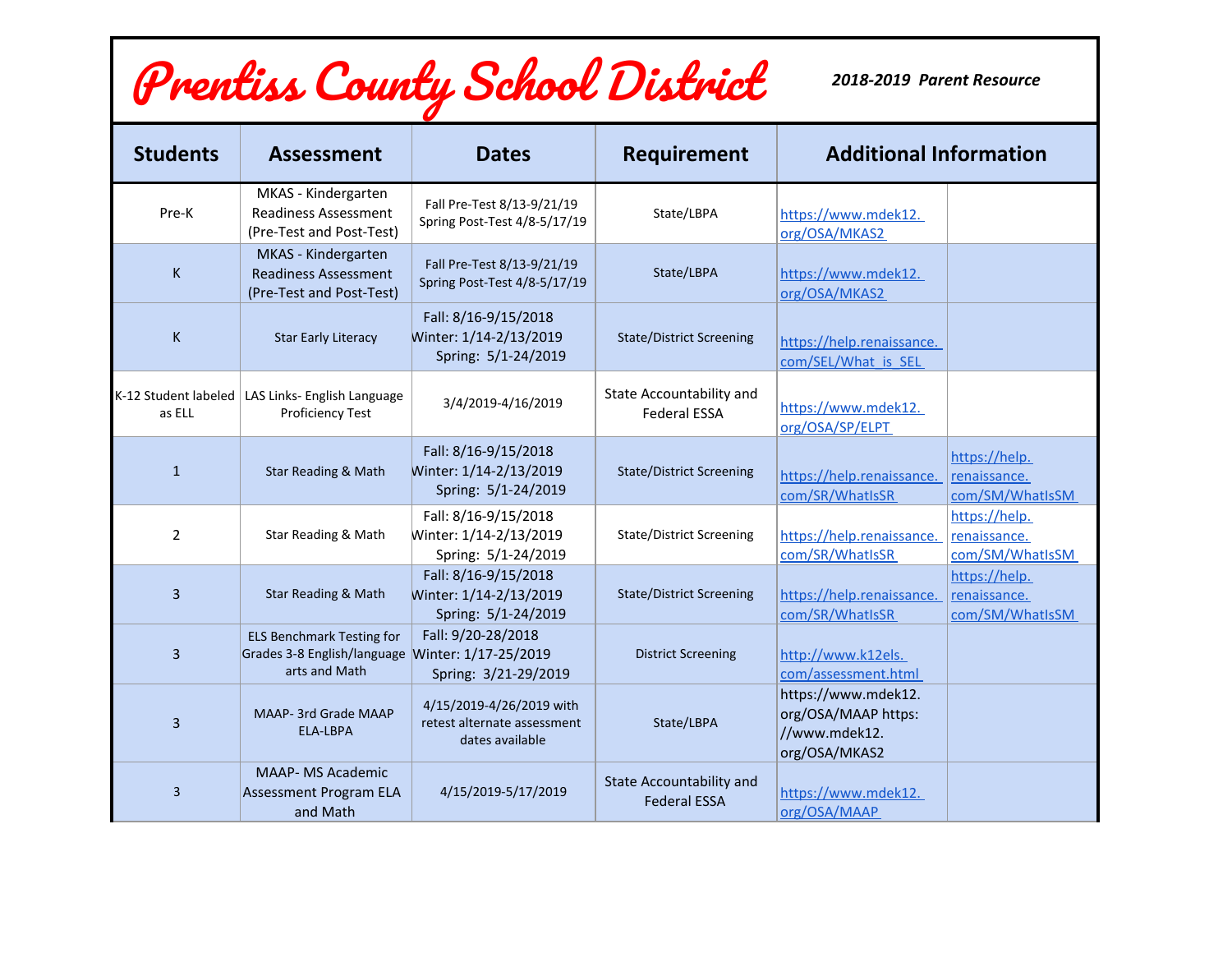# Prentiss County School District

***2018-2019 Parent Resource***

| Students | Assessment | Dates | Requirement | Additional Information | |
|---|---|---|---|---|---|
| Pre-K | MKAS - Kindergarten Readiness Assessment (Pre-Test and Post-Test) | Fall Pre-Test 8/13-9/21/19 Spring Post-Test 4/8-5/17/19 | State/LBPA | https://www.mdek12.org/OSA/MKAS2 | |
| K | MKAS - Kindergarten Readiness Assessment (Pre-Test and Post-Test) | Fall Pre-Test 8/13-9/21/19 Spring Post-Test 4/8-5/17/19 | State/LBPA | https://www.mdek12.org/OSA/MKAS2 | |
| K | Star Early Literacy | Fall: 8/16-9/15/2018 Winter: 1/14-2/13/2019 Spring: 5/1-24/2019 | State/District Screening | https://help.renaissance.com/SEL/What_is_SEL | |
| K-12 Student labeled as ELL | LAS Links- English Language Proficiency Test | 3/4/2019-4/16/2019 | State Accountability and Federal ESSA | https://www.mdek12.org/OSA/SP/ELPT | |
| 1 | Star Reading & Math | Fall: 8/16-9/15/2018 Winter: 1/14-2/13/2019 Spring: 5/1-24/2019 | State/District Screening | https://help.renaissance.com/SR/WhatIsSR | https://help.renaissance.com/SM/WhatIsSM |
| 2 | Star Reading & Math | Fall: 8/16-9/15/2018 Winter: 1/14-2/13/2019 Spring: 5/1-24/2019 | State/District Screening | https://help.renaissance.com/SR/WhatIsSR | https://help.renaissance.com/SM/WhatIsSM |
| 3 | Star Reading & Math | Fall: 8/16-9/15/2018 Winter: 1/14-2/13/2019 Spring: 5/1-24/2019 | State/District Screening | https://help.renaissance.com/SR/WhatIsSR | https://help.renaissance.com/SM/WhatIsSM |
| 3 | ELS Benchmark Testing for Grades 3-8 English/language arts and Math | Fall: 9/20-28/2018 Winter: 1/17-25/2019 Spring: 3/21-29/2019 | District Screening | http://www.k12els.com/assessment.html | |
| 3 | MAAP- 3rd Grade MAAP ELA-LBPA | 4/15/2019-4/26/2019 with retest alternate assessment dates available | State/LBPA | https://www.mdek12.org/OSA/MAAP https://www.mdek12.org/OSA/MKAS2 | |
| 3 | MAAP- MS Academic Assessment Program ELA and Math | 4/15/2019-5/17/2019 | State Accountability and Federal ESSA | https://www.mdek12.org/OSA/MAAP | |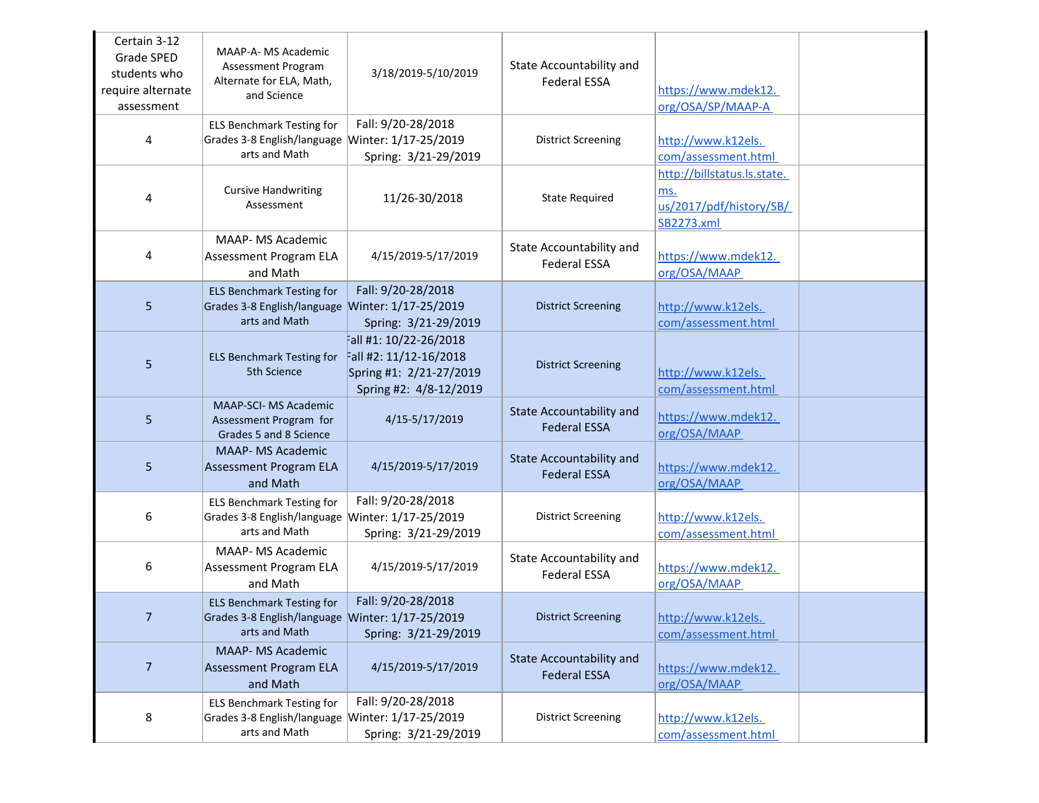| | | | | | |
|---|---|---|---|---|---|
| Certain 3-12 Grade SPED students who require alternate assessment | MAAP-A- MS Academic Assessment Program Alternate for ELA, Math, and Science | 3/18/2019-5/10/2019 | State Accountability and Federal ESSA | https://www.mdek12.org/OSA/SP/MAAP-A | |
| 4 | ELS Benchmark Testing for Grades 3-8 English/language arts and Math | Fall: 9/20-28/2018<br>Winter: 1/17-25/2019<br>Spring: 3/21-29/2019 | District Screening | http://www.k12els.com/assessment.html | |
| 4 | Cursive Handwriting Assessment | 11/26-30/2018 | State Required | http://billstatus.ls.state.ms.us/2017/pdf/history/SB/SB2273.xml | |
| 4 | MAAP- MS Academic Assessment Program ELA and Math | 4/15/2019-5/17/2019 | State Accountability and Federal ESSA | https://www.mdek12.org/OSA/MAAP | |
| 5 | ELS Benchmark Testing for Grades 3-8 English/language arts and Math | Fall: 9/20-28/2018<br>Winter: 1/17-25/2019<br>Spring: 3/21-29/2019 | District Screening | http://www.k12els.com/assessment.html | |
| 5 | ELS Benchmark Testing for 5th Science | Fall #1: 10/22-26/2018<br>Fall #2: 11/12-16/2018<br>Spring #1: 2/21-27/2019<br>Spring #2: 4/8-12/2019 | District Screening | http://www.k12els.com/assessment.html | |
| 5 | MAAP-SCI- MS Academic Assessment Program for Grades 5 and 8 Science | 4/15-5/17/2019 | State Accountability and Federal ESSA | https://www.mdek12.org/OSA/MAAP | |
| 5 | MAAP- MS Academic Assessment Program ELA and Math | 4/15/2019-5/17/2019 | State Accountability and Federal ESSA | https://www.mdek12.org/OSA/MAAP | |
| 6 | ELS Benchmark Testing for Grades 3-8 English/language arts and Math | Fall: 9/20-28/2018<br>Winter: 1/17-25/2019<br>Spring: 3/21-29/2019 | District Screening | http://www.k12els.com/assessment.html | |
| 6 | MAAP- MS Academic Assessment Program ELA and Math | 4/15/2019-5/17/2019 | State Accountability and Federal ESSA | https://www.mdek12.org/OSA/MAAP | |
| 7 | ELS Benchmark Testing for Grades 3-8 English/language arts and Math | Fall: 9/20-28/2018<br>Winter: 1/17-25/2019<br>Spring: 3/21-29/2019 | District Screening | http://www.k12els.com/assessment.html | |
| 7 | MAAP- MS Academic Assessment Program ELA and Math | 4/15/2019-5/17/2019 | State Accountability and Federal ESSA | https://www.mdek12.org/OSA/MAAP | |
| 8 | ELS Benchmark Testing for Grades 3-8 English/language arts and Math | Fall: 9/20-28/2018<br>Winter: 1/17-25/2019<br>Spring: 3/21-29/2019 | District Screening | http://www.k12els.com/assessment.html | |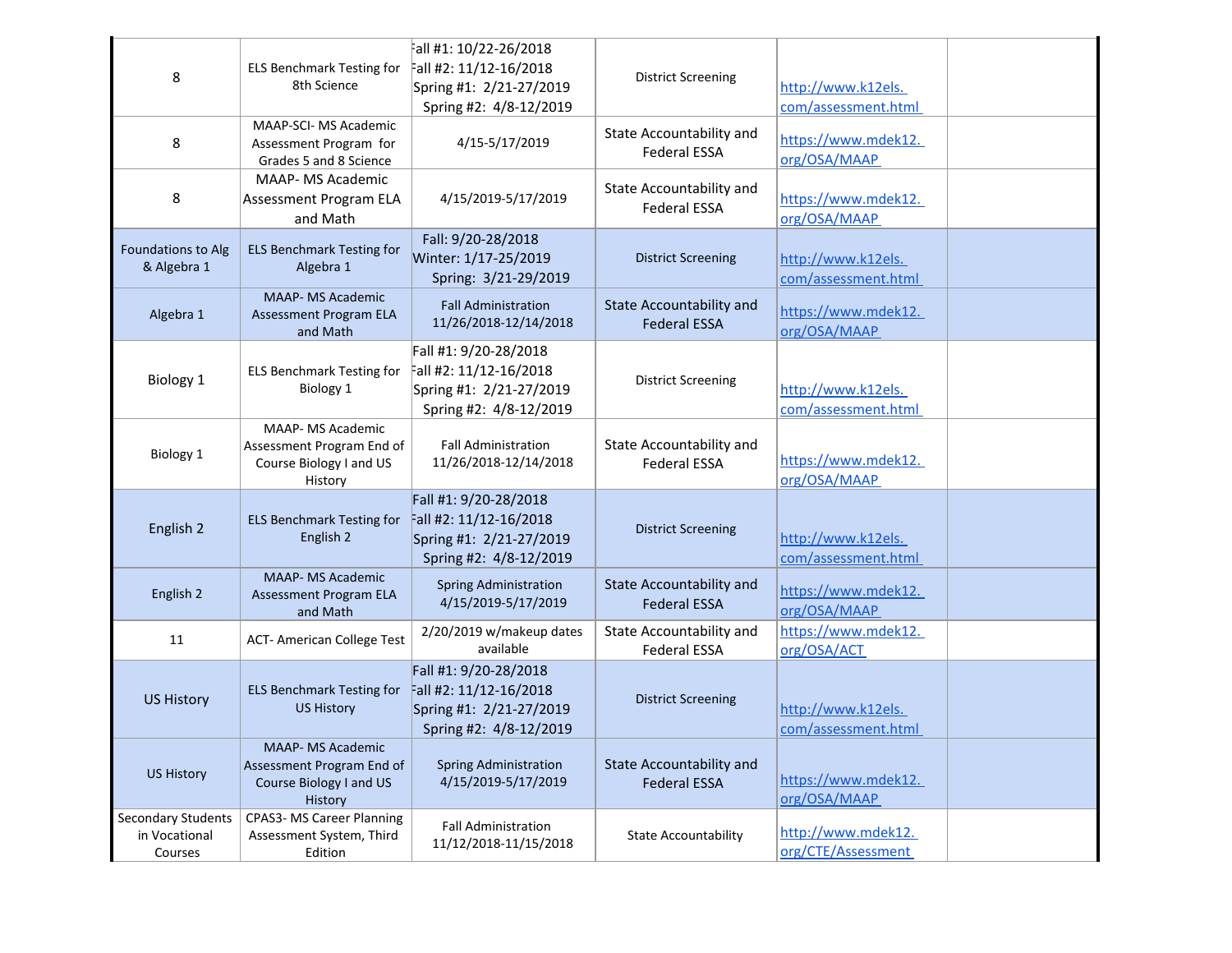| | | | | | |
|---|---|---|---|---|---|
| 8 | ELS Benchmark Testing for 8th Science | Fall #1: 10/22-26/2018<br>Fall #2: 11/12-16/2018<br>Spring #1: 2/21-27/2019<br>Spring #2: 4/8-12/2019 | District Screening | http://www.k12els.com/assessment.html | |
| 8 | MAAP-SCI- MS Academic Assessment Program for Grades 5 and 8 Science | 4/15-5/17/2019 | State Accountability and Federal ESSA | https://www.mdek12.org/OSA/MAAP | |
| 8 | MAAP- MS Academic Assessment Program ELA and Math | 4/15/2019-5/17/2019 | State Accountability and Federal ESSA | https://www.mdek12.org/OSA/MAAP | |
| Foundations to Alg & Algebra 1 | ELS Benchmark Testing for Algebra 1 | Fall: 9/20-28/2018<br>Winter: 1/17-25/2019<br>Spring: 3/21-29/2019 | District Screening | http://www.k12els.com/assessment.html | |
| Algebra 1 | MAAP- MS Academic Assessment Program ELA and Math | Fall Administration 11/26/2018-12/14/2018 | State Accountability and Federal ESSA | https://www.mdek12.org/OSA/MAAP | |
| Biology 1 | ELS Benchmark Testing for Biology 1 | Fall #1: 9/20-28/2018<br>Fall #2: 11/12-16/2018<br>Spring #1: 2/21-27/2019<br>Spring #2: 4/8-12/2019 | District Screening | http://www.k12els.com/assessment.html | |
| Biology 1 | MAAP- MS Academic Assessment Program End of Course Biology I and US History | Fall Administration 11/26/2018-12/14/2018 | State Accountability and Federal ESSA | https://www.mdek12.org/OSA/MAAP | |
| English 2 | ELS Benchmark Testing for English 2 | Fall #1: 9/20-28/2018<br>Fall #2: 11/12-16/2018<br>Spring #1: 2/21-27/2019<br>Spring #2: 4/8-12/2019 | District Screening | http://www.k12els.com/assessment.html | |
| English 2 | MAAP- MS Academic Assessment Program ELA and Math | Spring Administration 4/15/2019-5/17/2019 | State Accountability and Federal ESSA | https://www.mdek12.org/OSA/MAAP | |
| 11 | ACT- American College Test | 2/20/2019 w/makeup dates available | State Accountability and Federal ESSA | https://www.mdek12.org/OSA/ACT | |
| US History | ELS Benchmark Testing for US History | Fall #1: 9/20-28/2018<br>Fall #2: 11/12-16/2018<br>Spring #1: 2/21-27/2019<br>Spring #2: 4/8-12/2019 | District Screening | http://www.k12els.com/assessment.html | |
| US History | MAAP- MS Academic Assessment Program End of Course Biology I and US History | Spring Administration 4/15/2019-5/17/2019 | State Accountability and Federal ESSA | https://www.mdek12.org/OSA/MAAP | |
| Secondary Students in Vocational Courses | CPAS3- MS Career Planning Assessment System, Third Edition | Fall Administration 11/12/2018-11/15/2018 | State Accountability | http://www.mdek12.org/CTE/Assessment | |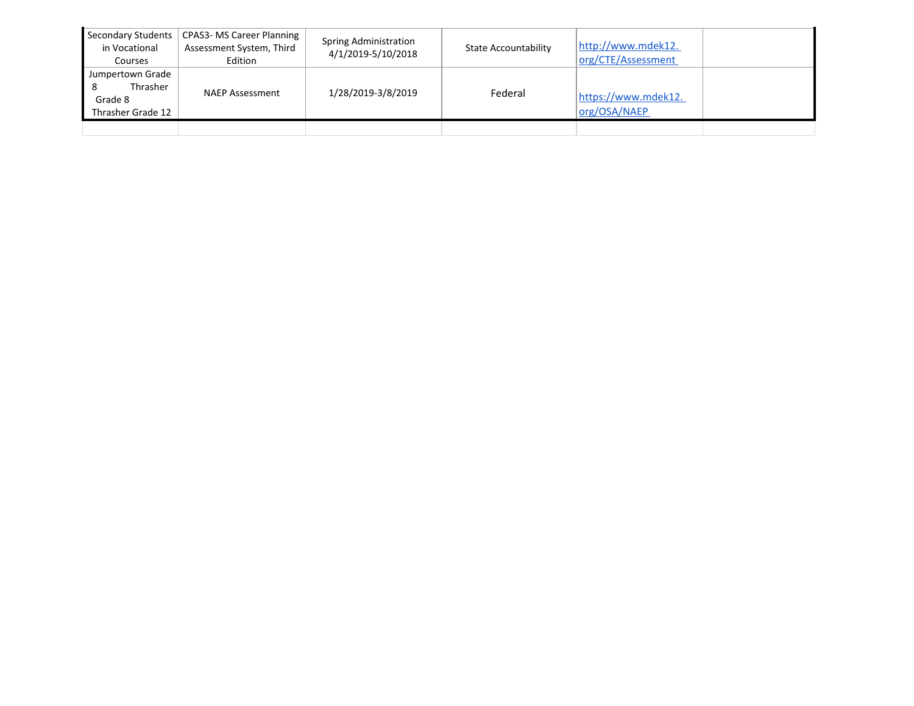| | | | | | |
|---|---|---|---|---|---|
| Secondary Students in Vocational Courses | CPAS3- MS Career Planning Assessment System, Third Edition | Spring Administration 4/1/2019-5/10/2018 | State Accountability | http://www.mdek12.org/CTE/Assessment | |
| Jumpertown Grade 8 Thrasher Grade 8 Thrasher Grade 12 | NAEP Assessment | 1/28/2019-3/8/2019 | Federal | https://www.mdek12.org/OSA/NAEP | |
| | | | | | |